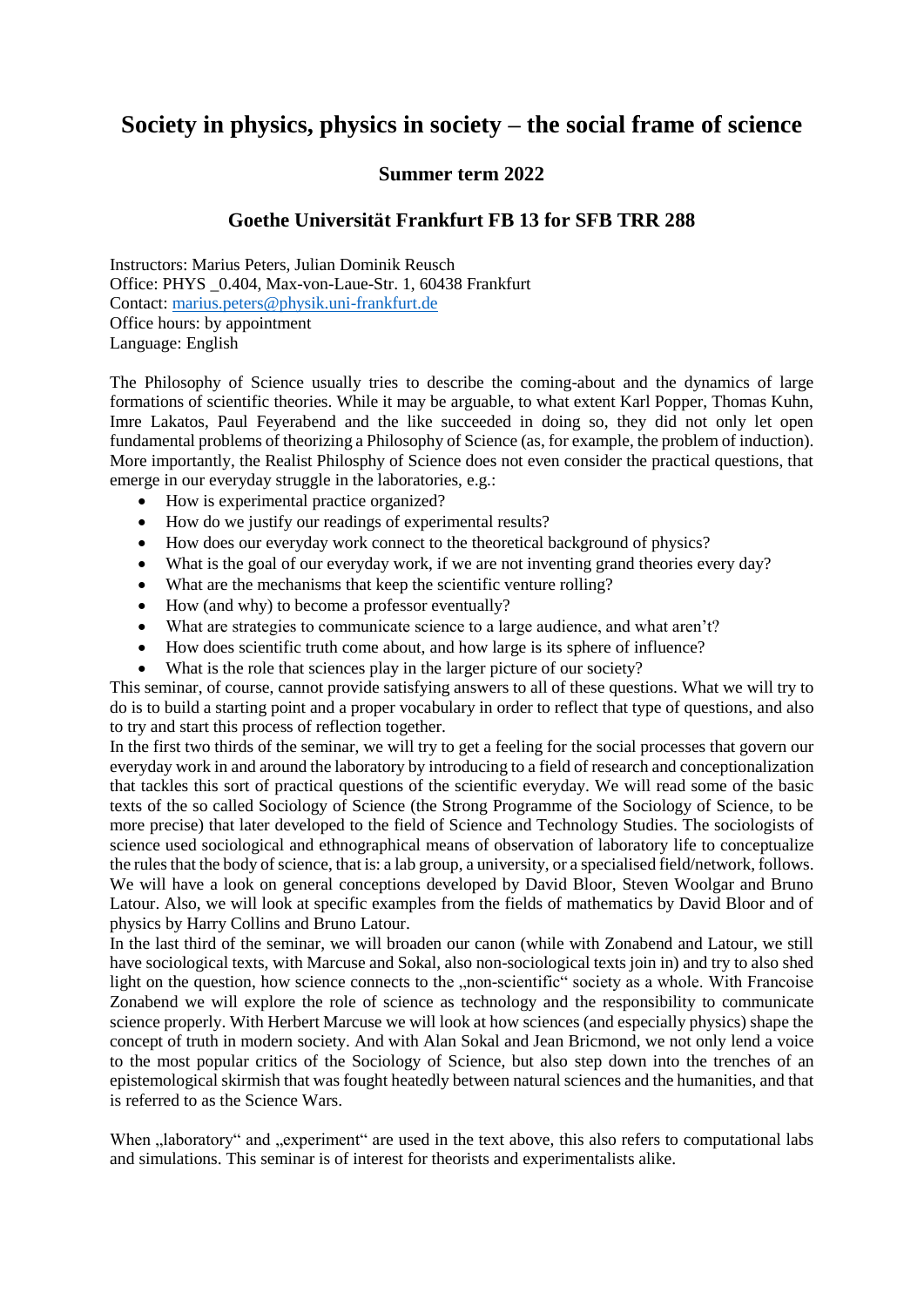# Society in physics, physics in society – the social frame of science

## Summer term 2022

## Goethe Universität Frankfurt FB 13 for SFB TRR 288

Instructors: Marius Peters, Julian Dominik Reusch
Office: PHYS _0.404, Max-von-Laue-Str. 1, 60438 Frankfurt
Contact: marius.peters@physik.uni-frankfurt.de
Office hours: by appointment
Language: English

The Philosophy of Science usually tries to describe the coming-about and the dynamics of large formations of scientific theories. While it may be arguable, to what extent Karl Popper, Thomas Kuhn, Imre Lakatos, Paul Feyerabend and the like succeeded in doing so, they did not only let open fundamental problems of theorizing a Philosophy of Science (as, for example, the problem of induction). More importantly, the Realist Philosphy of Science does not even consider the practical questions, that emerge in our everyday struggle in the laboratories, e.g.:

- How is experimental practice organized?
- How do we justify our readings of experimental results?
- How does our everyday work connect to the theoretical background of physics?
- What is the goal of our everyday work, if we are not inventing grand theories every day?
- What are the mechanisms that keep the scientific venture rolling?
- How (and why) to become a professor eventually?
- What are strategies to communicate science to a large audience, and what aren't?
- How does scientific truth come about, and how large is its sphere of influence?
- What is the role that sciences play in the larger picture of our society?

This seminar, of course, cannot provide satisfying answers to all of these questions. What we will try to do is to build a starting point and a proper vocabulary in order to reflect that type of questions, and also to try and start this process of reflection together.

In the first two thirds of the seminar, we will try to get a feeling for the social processes that govern our everyday work in and around the laboratory by introducing to a field of research and conceptionalization that tackles this sort of practical questions of the scientific everyday. We will read some of the basic texts of the so called Sociology of Science (the Strong Programme of the Sociology of Science, to be more precise) that later developed to the field of Science and Technology Studies. The sociologists of science used sociological and ethnographical means of observation of laboratory life to conceptualize the rules that the body of science, that is: a lab group, a university, or a specialised field/network, follows. We will have a look on general conceptions developed by David Bloor, Steven Woolgar and Bruno Latour. Also, we will look at specific examples from the fields of mathematics by David Bloor and of physics by Harry Collins and Bruno Latour.

In the last third of the seminar, we will broaden our canon (while with Zonabend and Latour, we still have sociological texts, with Marcuse and Sokal, also non-sociological texts join in) and try to also shed light on the question, how science connects to the „non-scientific" society as a whole. With Francoise Zonabend we will explore the role of science as technology and the responsibility to communicate science properly. With Herbert Marcuse we will look at how sciences (and especially physics) shape the concept of truth in modern society. And with Alan Sokal and Jean Bricmond, we not only lend a voice to the most popular critics of the Sociology of Science, but also step down into the trenches of an epistemological skirmish that was fought heatedly between natural sciences and the humanities, and that is referred to as the Science Wars.

When „laboratory" and „experiment" are used in the text above, this also refers to computational labs and simulations. This seminar is of interest for theorists and experimentalists alike.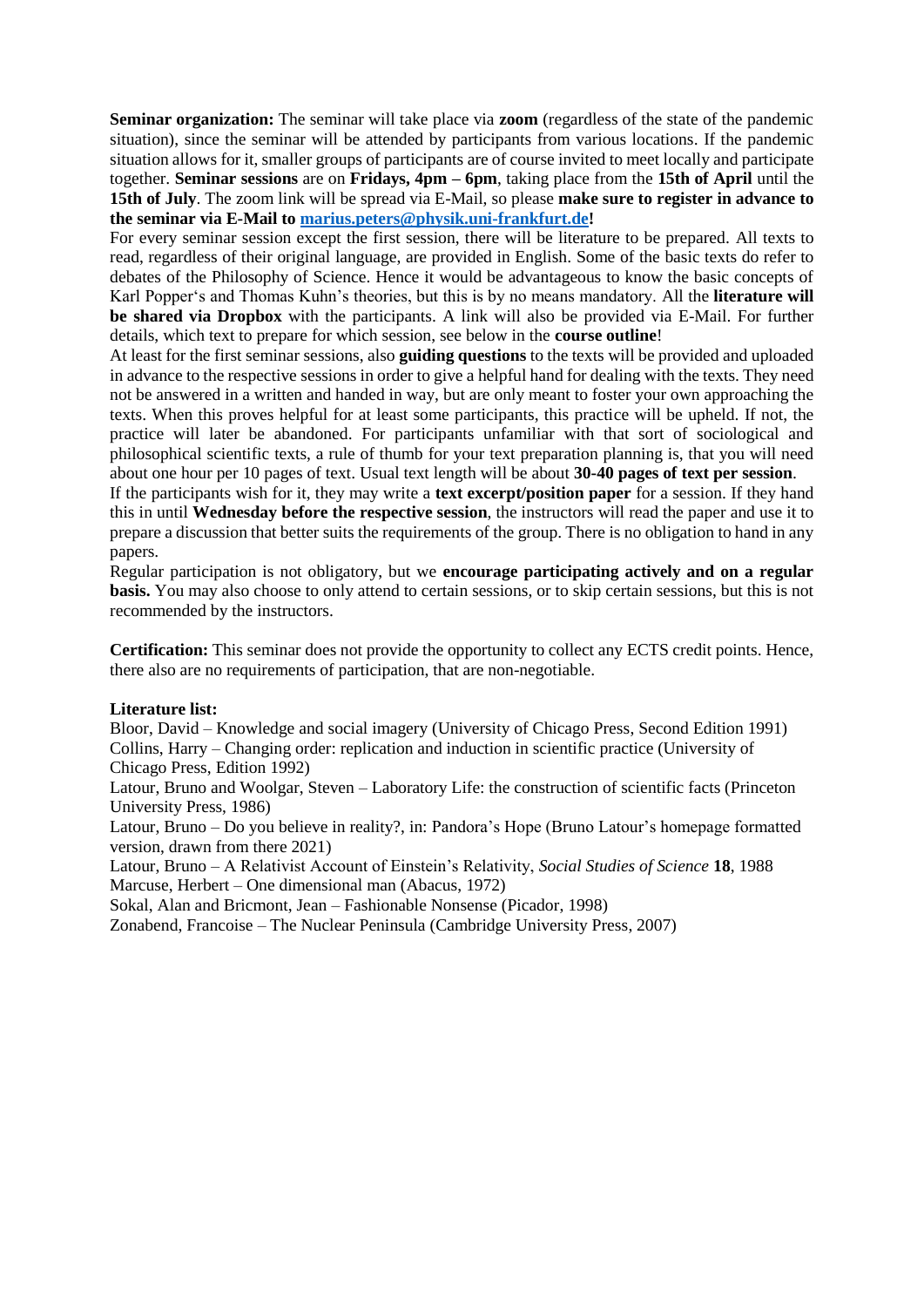**Seminar organization:** The seminar will take place via **zoom** (regardless of the state of the pandemic situation), since the seminar will be attended by participants from various locations. If the pandemic situation allows for it, smaller groups of participants are of course invited to meet locally and participate together. **Seminar sessions** are on **Fridays, 4pm – 6pm**, taking place from the **15th of April** until the **15th of July**. The zoom link will be spread via E-Mail, so please **make sure to register in advance to the seminar via E-Mail to [marius.peters@physik.uni-frankfurt.de](mailto:marius.peters@physik.uni-frankfurt.de)!**

For every seminar session except the first session, there will be literature to be prepared. All texts to read, regardless of their original language, are provided in English. Some of the basic texts do refer to debates of the Philosophy of Science. Hence it would be advantageous to know the basic concepts of Karl Popper's and Thomas Kuhn's theories, but this is by no means mandatory. All the **literature will be shared via Dropbox** with the participants. A link will also be provided via E-Mail. For further details, which text to prepare for which session, see below in the **course outline**!

At least for the first seminar sessions, also **guiding questions** to the texts will be provided and uploaded in advance to the respective sessions in order to give a helpful hand for dealing with the texts. They need not be answered in a written and handed in way, but are only meant to foster your own approaching the texts. When this proves helpful for at least some participants, this practice will be upheld. If not, the practice will later be abandoned. For participants unfamiliar with that sort of sociological and philosophical scientific texts, a rule of thumb for your text preparation planning is, that you will need about one hour per 10 pages of text. Usual text length will be about **30-40 pages of text per session**.

If the participants wish for it, they may write a **text excerpt/position paper** for a session. If they hand this in until **Wednesday before the respective session**, the instructors will read the paper and use it to prepare a discussion that better suits the requirements of the group. There is no obligation to hand in any papers.

Regular participation is not obligatory, but we **encourage participating actively and on a regular basis.** You may also choose to only attend to certain sessions, or to skip certain sessions, but this is not recommended by the instructors.

**Certification:** This seminar does not provide the opportunity to collect any ECTS credit points. Hence, there also are no requirements of participation, that are non-negotiable.

**Literature list:**

Bloor, David – Knowledge and social imagery (University of Chicago Press, Second Edition 1991)

Collins, Harry – Changing order: replication and induction in scientific practice (University of Chicago Press, Edition 1992)

Latour, Bruno and Woolgar, Steven – Laboratory Life: the construction of scientific facts (Princeton University Press, 1986)

Latour, Bruno – Do you believe in reality?, in: Pandora's Hope (Bruno Latour's homepage formatted version, drawn from there 2021)

Latour, Bruno – A Relativist Account of Einstein's Relativity, *Social Studies of Science* **18**, 1988

Marcuse, Herbert – One dimensional man (Abacus, 1972)

Sokal, Alan and Bricmont, Jean – Fashionable Nonsense (Picador, 1998)

Zonabend, Francoise – The Nuclear Peninsula (Cambridge University Press, 2007)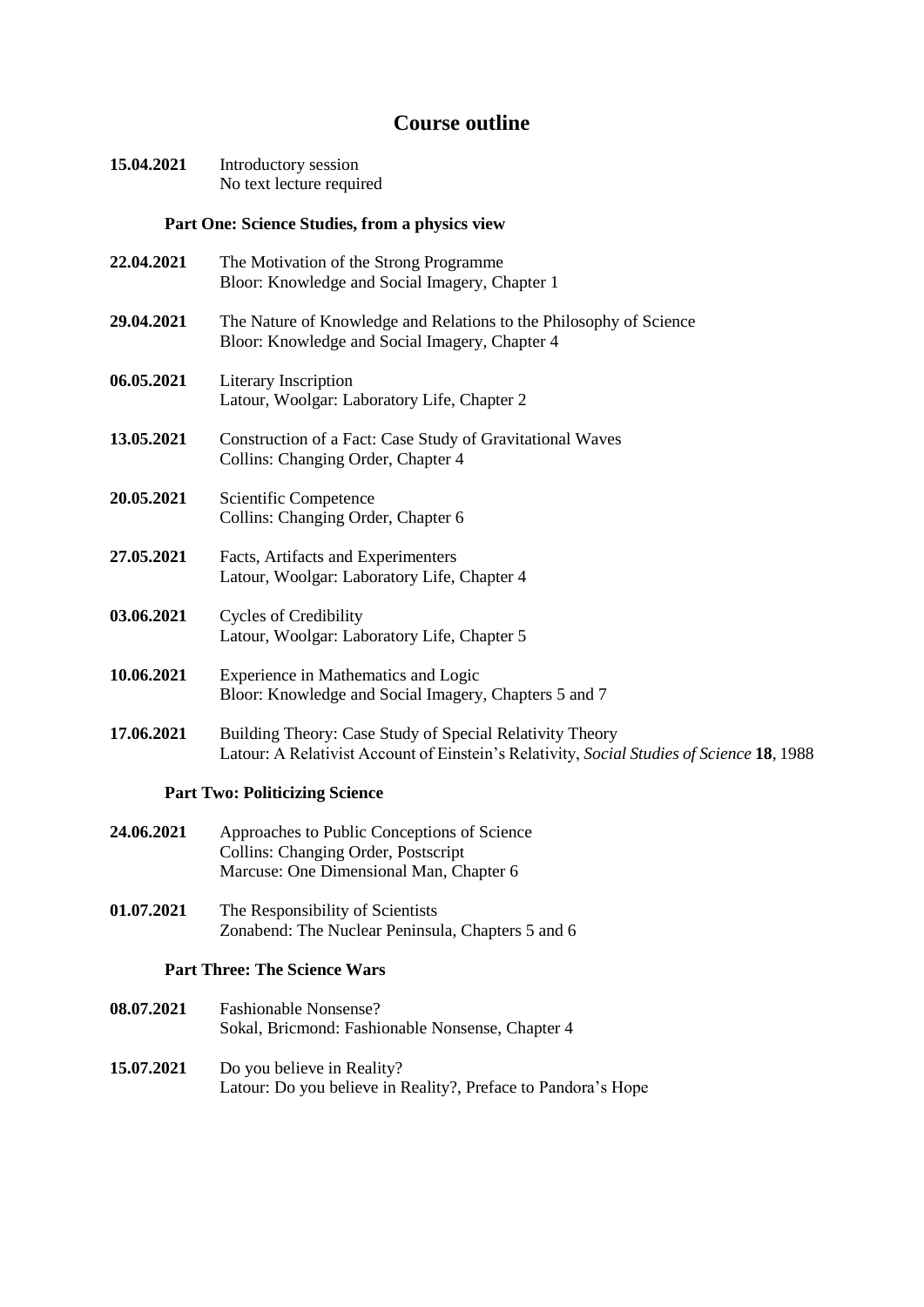# Course outline

**15.04.2021** Introductory session
No text lecture required

### Part One: Science Studies, from a physics view

**22.04.2021** The Motivation of the Strong Programme
Bloor: Knowledge and Social Imagery, Chapter 1

**29.04.2021** The Nature of Knowledge and Relations to the Philosophy of Science
Bloor: Knowledge and Social Imagery, Chapter 4

**06.05.2021** Literary Inscription
Latour, Woolgar: Laboratory Life, Chapter 2

**13.05.2021** Construction of a Fact: Case Study of Gravitational Waves
Collins: Changing Order, Chapter 4

**20.05.2021** Scientific Competence
Collins: Changing Order, Chapter 6

**27.05.2021** Facts, Artifacts and Experimenters
Latour, Woolgar: Laboratory Life, Chapter 4

**03.06.2021** Cycles of Credibility
Latour, Woolgar: Laboratory Life, Chapter 5

**10.06.2021** Experience in Mathematics and Logic
Bloor: Knowledge and Social Imagery, Chapters 5 and 7

**17.06.2021** Building Theory: Case Study of Special Relativity Theory
Latour: A Relativist Account of Einstein's Relativity, *Social Studies of Science* **18**, 1988

### Part Two: Politicizing Science

**24.06.2021** Approaches to Public Conceptions of Science
Collins: Changing Order, Postscript
Marcuse: One Dimensional Man, Chapter 6

**01.07.2021** The Responsibility of Scientists
Zonabend: The Nuclear Peninsula, Chapters 5 and 6

### Part Three: The Science Wars

**08.07.2021** Fashionable Nonsense?
Sokal, Bricmond: Fashionable Nonsense, Chapter 4

**15.07.2021** Do you believe in Reality?
Latour: Do you believe in Reality?, Preface to Pandora's Hope